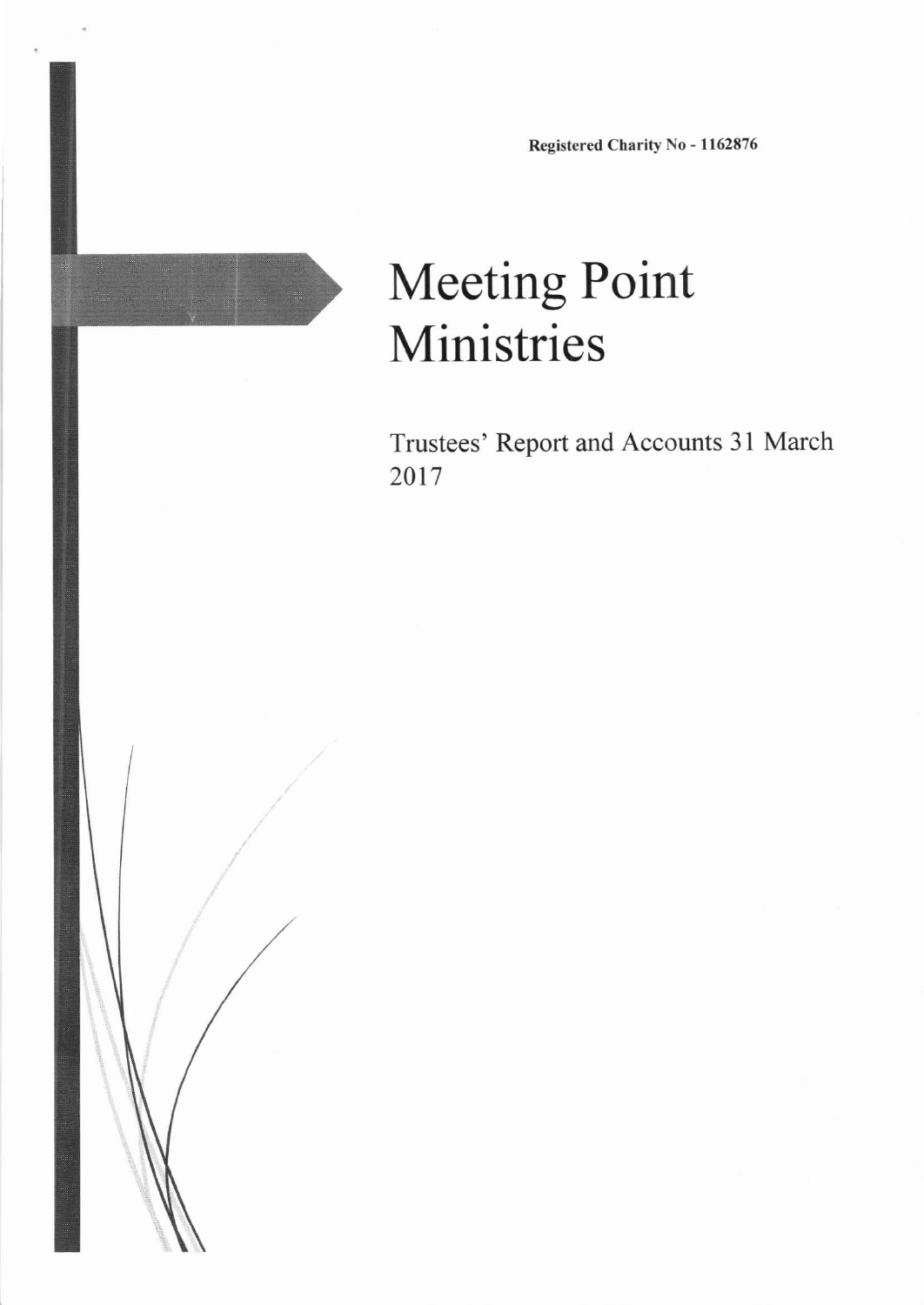**Registered Charity No - 1162876**

# Meeting Point Ministries

Trustees' Report and Accounts 31 March 2017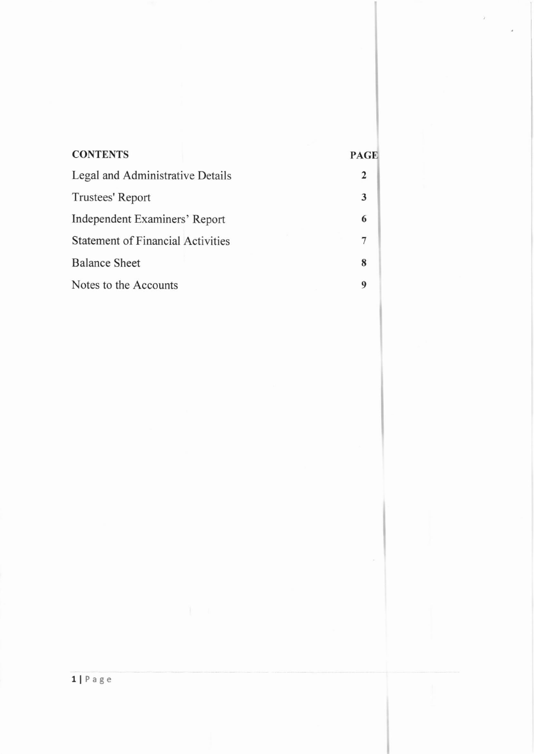| CONTENTS | PAGE |
| --- | --- |
| Legal and Administrative Details | 2 |
| Trustees' Report | 3 |
| Independent Examiners' Report | 6 |
| Statement of Financial Activities | 7 |
| Balance Sheet | 8 |
| Notes to the Accounts | 9 |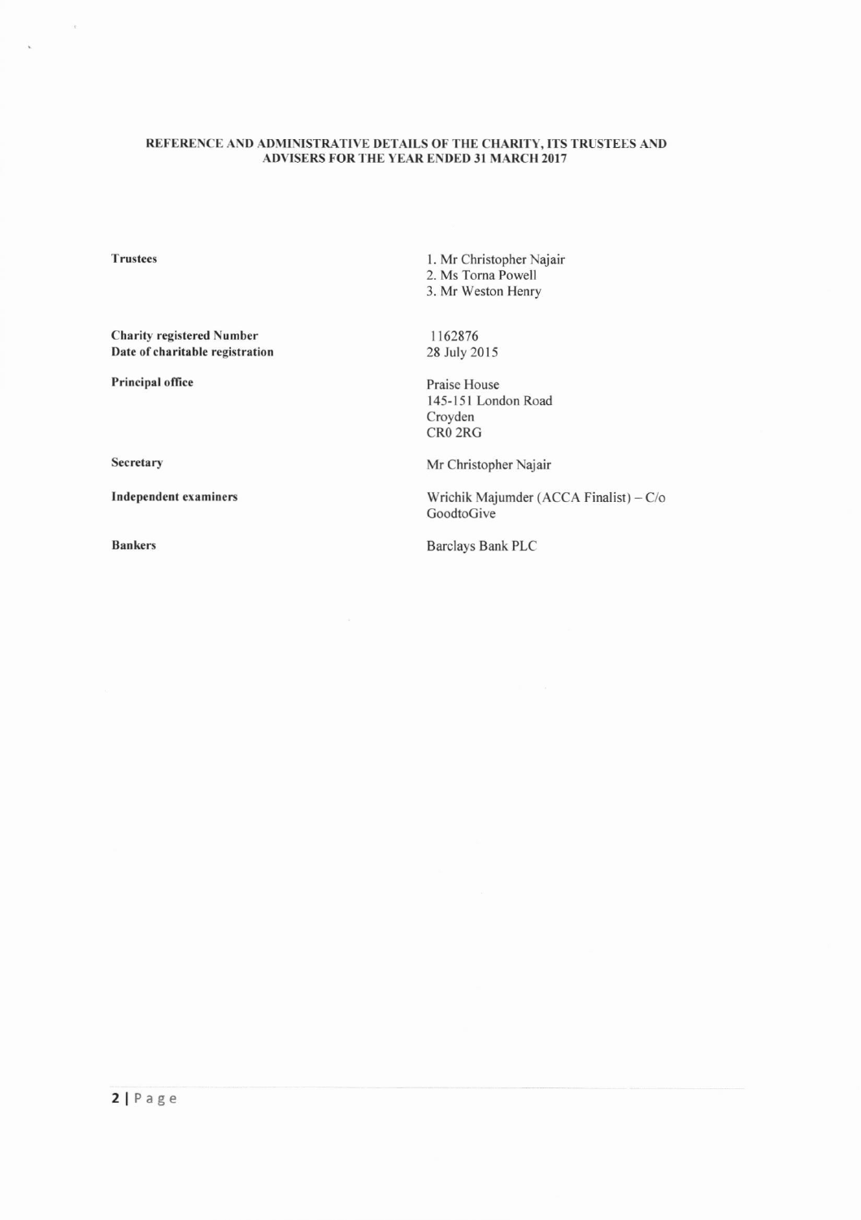## REFERENCE AND ADMINISTRATIVE DETAILS OF THE CHARITY, ITS TRUSTEES AND ADVISERS FOR THE YEAR ENDED 31 MARCH 2017

| | |
|---|---|
| **Trustees** | 1. Mr Christopher Najair<br>2. Ms Torna Powell<br>3. Mr Weston Henry |
| **Charity registered Number** | 1162876 |
| **Date of charitable registration** | 28 July 2015 |
| **Principal office** | Praise House<br>145-151 London Road<br>Croyden<br>CR0 2RG |
| **Secretary** | Mr Christopher Najair |
| **Independent examiners** | Wrichik Majumder (ACCA Finalist) – C/o GoodtoGive |
| **Bankers** | Barclays Bank PLC |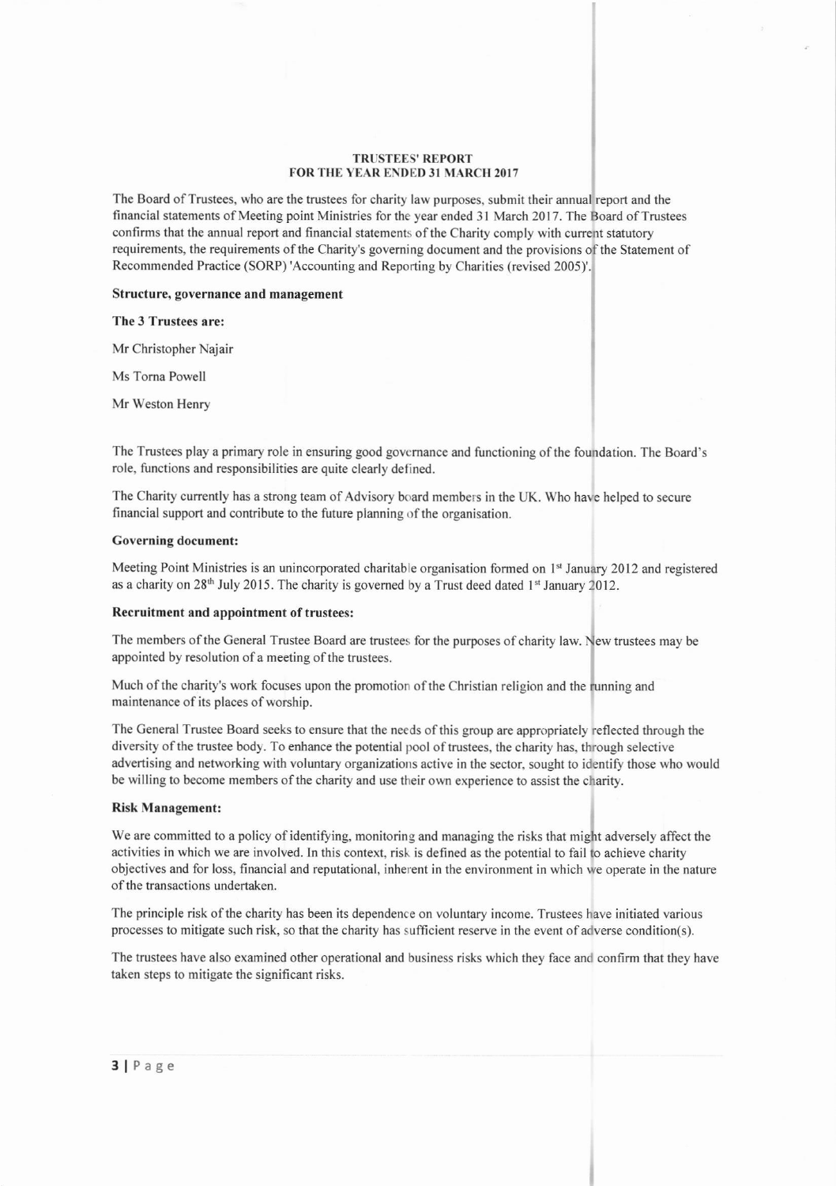# TRUSTEES' REPORT
## FOR THE YEAR ENDED 31 MARCH 2017

The Board of Trustees, who are the trustees for charity law purposes, submit their annual report and the financial statements of Meeting point Ministries for the year ended 31 March 2017. The Board of Trustees confirms that the annual report and financial statements of the Charity comply with current statutory requirements, the requirements of the Charity's governing document and the provisions of the Statement of Recommended Practice (SORP) 'Accounting and Reporting by Charities (revised 2005)'.

**Structure, governance and management**

**The 3 Trustees are:**

Mr Christopher Najair

Ms Torna Powell

Mr Weston Henry

The Trustees play a primary role in ensuring good governance and functioning of the foundation. The Board's role, functions and responsibilities are quite clearly defined.

The Charity currently has a strong team of Advisory board members in the UK. Who have helped to secure financial support and contribute to the future planning of the organisation.

**Governing document:**

Meeting Point Ministries is an unincorporated charitable organisation formed on 1st January 2012 and registered as a charity on 28th July 2015. The charity is governed by a Trust deed dated 1st January 2012.

**Recruitment and appointment of trustees:**

The members of the General Trustee Board are trustees for the purposes of charity law. New trustees may be appointed by resolution of a meeting of the trustees.

Much of the charity's work focuses upon the promotion of the Christian religion and the running and maintenance of its places of worship.

The General Trustee Board seeks to ensure that the needs of this group are appropriately reflected through the diversity of the trustee body. To enhance the potential pool of trustees, the charity has, through selective advertising and networking with voluntary organizations active in the sector, sought to identify those who would be willing to become members of the charity and use their own experience to assist the charity.

**Risk Management:**

We are committed to a policy of identifying, monitoring and managing the risks that might adversely affect the activities in which we are involved. In this context, risk is defined as the potential to fail to achieve charity objectives and for loss, financial and reputational, inherent in the environment in which we operate in the nature of the transactions undertaken.

The principle risk of the charity has been its dependence on voluntary income. Trustees have initiated various processes to mitigate such risk, so that the charity has sufficient reserve in the event of adverse condition(s).

The trustees have also examined other operational and business risks which they face and confirm that they have taken steps to mitigate the significant risks.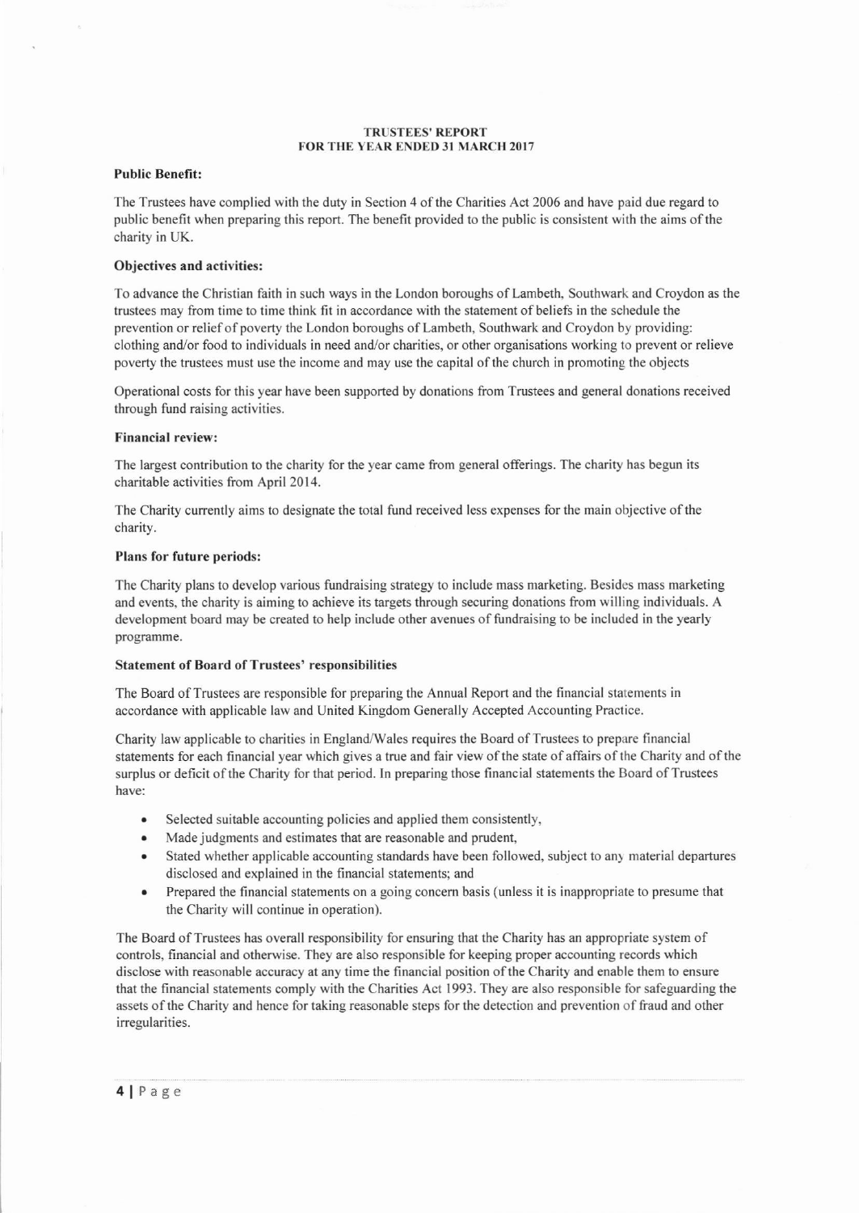# TRUSTEES' REPORT
## FOR THE YEAR ENDED 31 MARCH 2017

**Public Benefit:**

The Trustees have complied with the duty in Section 4 of the Charities Act 2006 and have paid due regard to public benefit when preparing this report. The benefit provided to the public is consistent with the aims of the charity in UK.

**Objectives and activities:**

To advance the Christian faith in such ways in the London boroughs of Lambeth, Southwark and Croydon as the trustees may from time to time think fit in accordance with the statement of beliefs in the schedule the prevention or relief of poverty the London boroughs of Lambeth, Southwark and Croydon by providing: clothing and/or food to individuals in need and/or charities, or other organisations working to prevent or relieve poverty the trustees must use the income and may use the capital of the church in promoting the objects

Operational costs for this year have been supported by donations from Trustees and general donations received through fund raising activities.

**Financial review:**

The largest contribution to the charity for the year came from general offerings. The charity has begun its charitable activities from April 2014.

The Charity currently aims to designate the total fund received less expenses for the main objective of the charity.

**Plans for future periods:**

The Charity plans to develop various fundraising strategy to include mass marketing. Besides mass marketing and events, the charity is aiming to achieve its targets through securing donations from willing individuals. A development board may be created to help include other avenues of fundraising to be included in the yearly programme.

**Statement of Board of Trustees' responsibilities**

The Board of Trustees are responsible for preparing the Annual Report and the financial statements in accordance with applicable law and United Kingdom Generally Accepted Accounting Practice.

Charity law applicable to charities in England/Wales requires the Board of Trustees to prepare financial statements for each financial year which gives a true and fair view of the state of affairs of the Charity and of the surplus or deficit of the Charity for that period. In preparing those financial statements the Board of Trustees have:

- Selected suitable accounting policies and applied them consistently,
- Made judgments and estimates that are reasonable and prudent,
- Stated whether applicable accounting standards have been followed, subject to any material departures disclosed and explained in the financial statements; and
- Prepared the financial statements on a going concern basis (unless it is inappropriate to presume that the Charity will continue in operation).

The Board of Trustees has overall responsibility for ensuring that the Charity has an appropriate system of controls, financial and otherwise. They are also responsible for keeping proper accounting records which disclose with reasonable accuracy at any time the financial position of the Charity and enable them to ensure that the financial statements comply with the Charities Act 1993. They are also responsible for safeguarding the assets of the Charity and hence for taking reasonable steps for the detection and prevention of fraud and other irregularities.